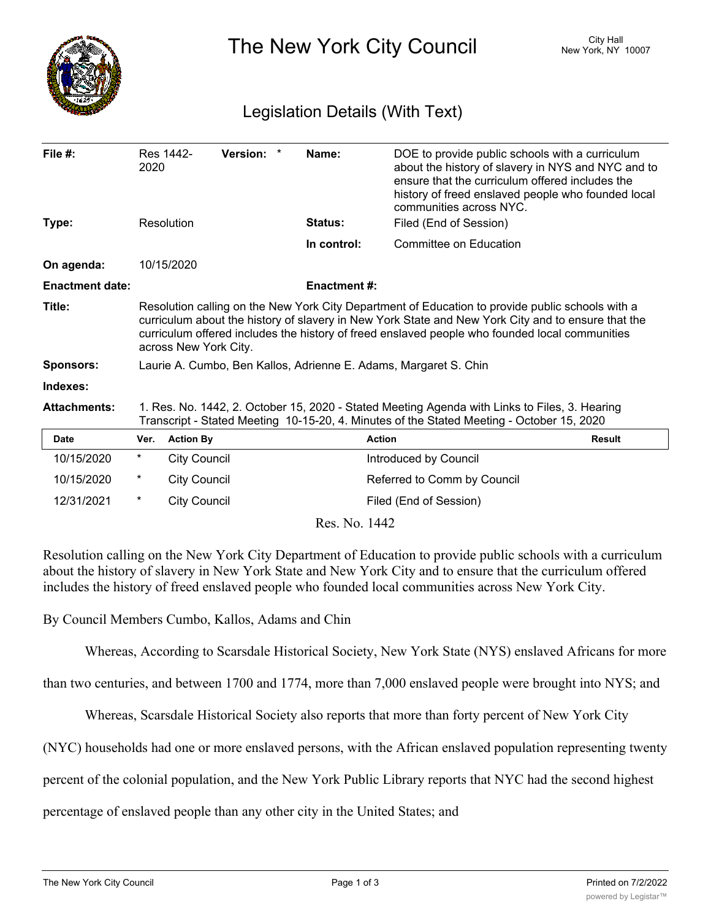# The New York City Council

City Hall
New York, NY 10007

## Legislation Details (With Text)

| | | | |
|---|---|---|---|
| **File #:** | Res 1442-2020 **Version:** * | **Name:** | DOE to provide public schools with a curriculum about the history of slavery in NYS and NYC and to ensure that the curriculum offered includes the history of freed enslaved people who founded local communities across NYC. |
| **Type:** | Resolution | **Status:** | Filed (End of Session) |
| | | **In control:** | Committee on Education |
| **On agenda:** | 10/15/2020 | | |
| **Enactment date:** | | **Enactment #:** | |

**Title:** Resolution calling on the New York City Department of Education to provide public schools with a curriculum about the history of slavery in New York State and New York City and to ensure that the curriculum offered includes the history of freed enslaved people who founded local communities across New York City.

**Sponsors:** Laurie A. Cumbo, Ben Kallos, Adrienne E. Adams, Margaret S. Chin

**Indexes:**

**Attachments:** 1. Res. No. 1442, 2. October 15, 2020 - Stated Meeting Agenda with Links to Files, 3. Hearing Transcript - Stated Meeting 10-15-20, 4. Minutes of the Stated Meeting - October 15, 2020

| Date | Ver. | Action By | Action | Result |
|---|---|---|---|---|
| 10/15/2020 | * | City Council | Introduced by Council | |
| 10/15/2020 | * | City Council | Referred to Comm by Council | |
| 12/31/2021 | * | City Council | Filed (End of Session) | |

Res. No. 1442

Resolution calling on the New York City Department of Education to provide public schools with a curriculum about the history of slavery in New York State and New York City and to ensure that the curriculum offered includes the history of freed enslaved people who founded local communities across New York City.

By Council Members Cumbo, Kallos, Adams and Chin

Whereas, According to Scarsdale Historical Society, New York State (NYS) enslaved Africans for more than two centuries, and between 1700 and 1774, more than 7,000 enslaved people were brought into NYS; and

Whereas, Scarsdale Historical Society also reports that more than forty percent of New York City (NYC) households had one or more enslaved persons, with the African enslaved population representing twenty percent of the colonial population, and the New York Public Library reports that NYC had the second highest percentage of enslaved people than any other city in the United States; and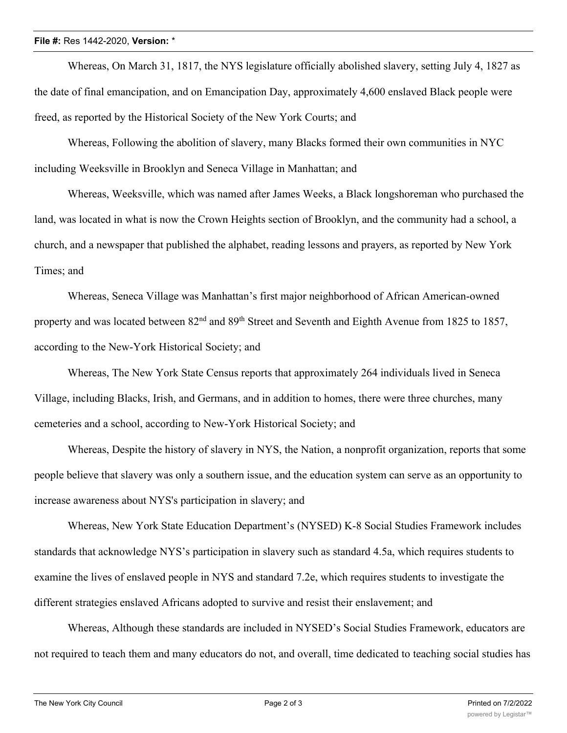Whereas, On March 31, 1817, the NYS legislature officially abolished slavery, setting July 4, 1827 as the date of final emancipation, and on Emancipation Day, approximately 4,600 enslaved Black people were freed, as reported by the Historical Society of the New York Courts; and

Whereas, Following the abolition of slavery, many Blacks formed their own communities in NYC including Weeksville in Brooklyn and Seneca Village in Manhattan; and

Whereas, Weeksville, which was named after James Weeks, a Black longshoreman who purchased the land, was located in what is now the Crown Heights section of Brooklyn, and the community had a school, a church, and a newspaper that published the alphabet, reading lessons and prayers, as reported by New York Times; and

Whereas, Seneca Village was Manhattan's first major neighborhood of African American-owned property and was located between 82nd and 89th Street and Seventh and Eighth Avenue from 1825 to 1857, according to the New-York Historical Society; and

Whereas, The New York State Census reports that approximately 264 individuals lived in Seneca Village, including Blacks, Irish, and Germans, and in addition to homes, there were three churches, many cemeteries and a school, according to New-York Historical Society; and

Whereas, Despite the history of slavery in NYS, the Nation, a nonprofit organization, reports that some people believe that slavery was only a southern issue, and the education system can serve as an opportunity to increase awareness about NYS's participation in slavery; and

Whereas, New York State Education Department's (NYSED) K-8 Social Studies Framework includes standards that acknowledge NYS's participation in slavery such as standard 4.5a, which requires students to examine the lives of enslaved people in NYS and standard 7.2e, which requires students to investigate the different strategies enslaved Africans adopted to survive and resist their enslavement; and

Whereas, Although these standards are included in NYSED's Social Studies Framework, educators are not required to teach them and many educators do not, and overall, time dedicated to teaching social studies has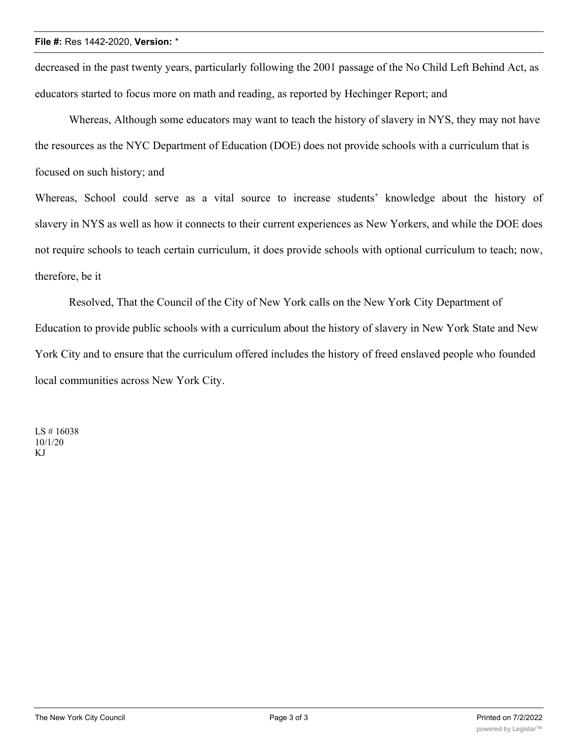decreased in the past twenty years, particularly following the 2001 passage of the No Child Left Behind Act, as educators started to focus more on math and reading, as reported by Hechinger Report; and

Whereas, Although some educators may want to teach the history of slavery in NYS, they may not have the resources as the NYC Department of Education (DOE) does not provide schools with a curriculum that is focused on such history; and

Whereas, School could serve as a vital source to increase students' knowledge about the history of slavery in NYS as well as how it connects to their current experiences as New Yorkers, and while the DOE does not require schools to teach certain curriculum, it does provide schools with optional curriculum to teach; now, therefore, be it

Resolved, That the Council of the City of New York calls on the New York City Department of Education to provide public schools with a curriculum about the history of slavery in New York State and New York City and to ensure that the curriculum offered includes the history of freed enslaved people who founded local communities across New York City.

LS # 16038
10/1/20
KJ